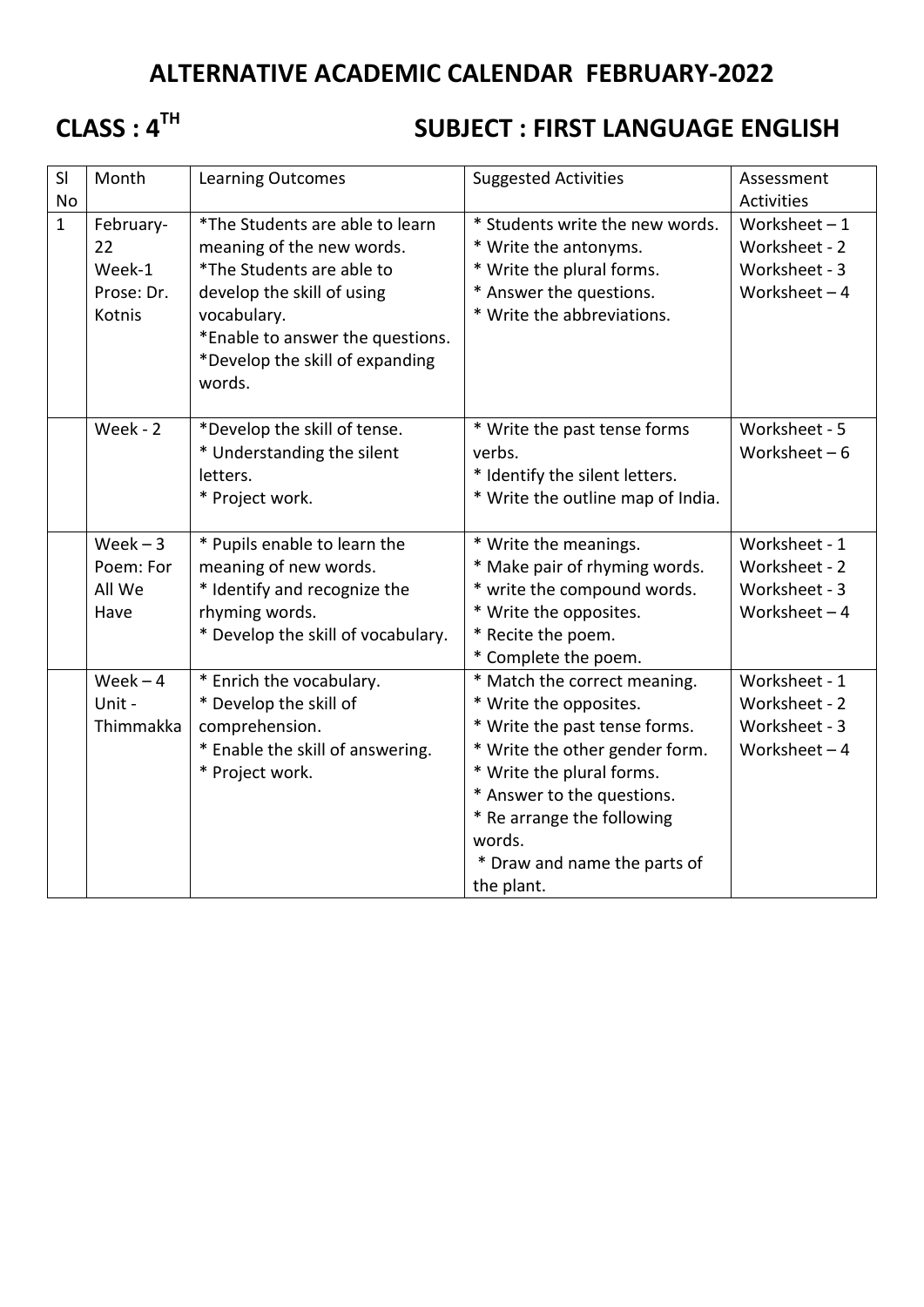# ALTERNATIVE ACADEMIC CALENDAR FEBRUARY-2022

## CLASS : 4TH SUBJECT : FIRST LANGUAGE ENGLISH

| Sl No | Month | Learning Outcomes | Suggested Activities | Assessment Activities |
|---|---|---|---|---|
| 1 | February-22 Week-1 Prose: Dr. Kotnis | *The Students are able to learn meaning of the new words.<br>*The Students are able to develop the skill of using vocabulary.<br>*Enable to answer the questions.<br>*Develop the skill of expanding words. | * Students write the new words.<br>* Write the antonyms.<br>* Write the plural forms.<br>* Answer the questions.<br>* Write the abbreviations. | Worksheet – 1<br>Worksheet - 2<br>Worksheet - 3<br>Worksheet – 4 |
| | Week - 2 | *Develop the skill of tense.<br>* Understanding the silent letters.<br>* Project work. | * Write the past tense forms verbs.<br>* Identify the silent letters.<br>* Write the outline map of India. | Worksheet - 5<br>Worksheet – 6 |
| | Week – 3 Poem: For All We Have | * Pupils enable to learn the meaning of new words.<br>* Identify and recognize the rhyming words.<br>* Develop the skill of vocabulary. | * Write the meanings.<br>* Make pair of rhyming words.<br>* write the compound words.<br>* Write the opposites.<br>* Recite the poem.<br>* Complete the poem. | Worksheet - 1<br>Worksheet - 2<br>Worksheet - 3<br>Worksheet – 4 |
| | Week – 4 Unit - Thimmakka | * Enrich the vocabulary.<br>* Develop the skill of comprehension.<br>* Enable the skill of answering.<br>* Project work. | * Match the correct meaning.<br>* Write the opposites.<br>* Write the past tense forms.<br>* Write the other gender form.<br>* Write the plural forms.<br>* Answer to the questions.<br>* Re arrange the following words.<br>* Draw and name the parts of the plant. | Worksheet - 1<br>Worksheet - 2<br>Worksheet - 3<br>Worksheet – 4 |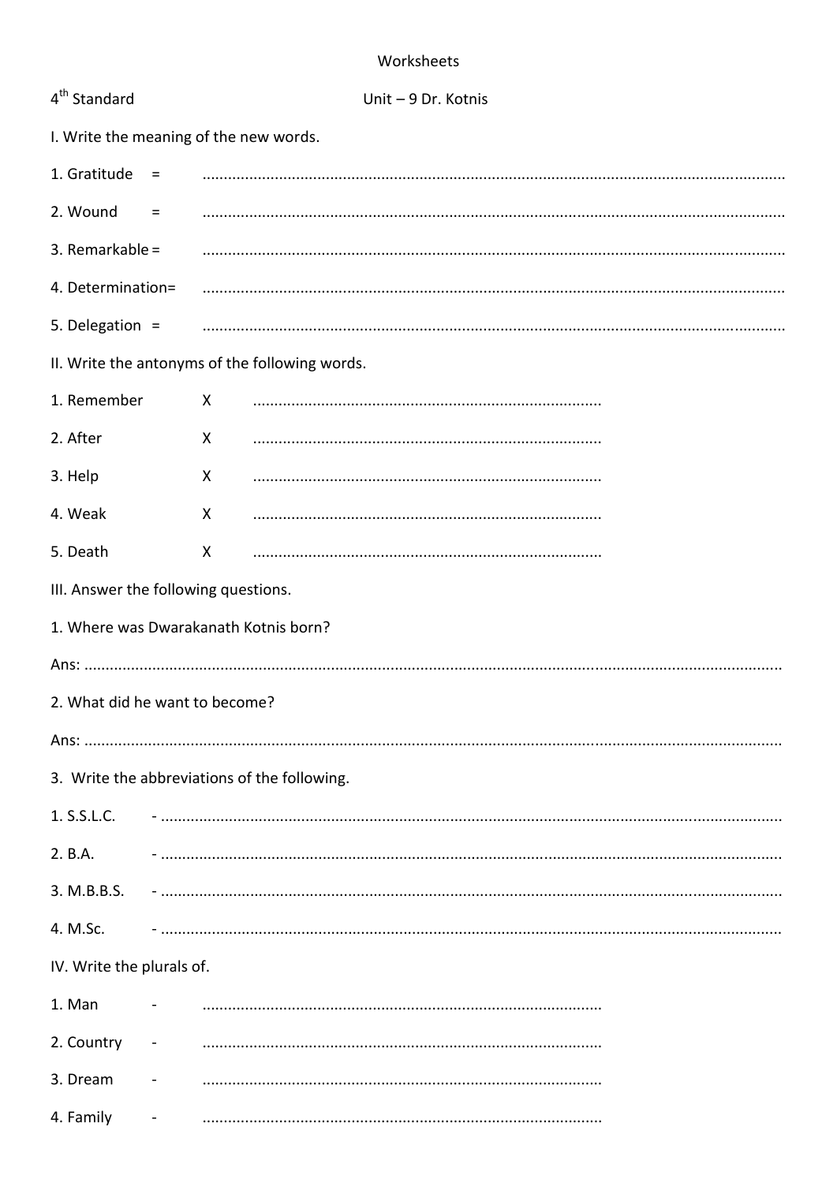Worksheets

4th Standard — Unit – 9 Dr. Kotnis

I. Write the meaning of the new words.

1. Gratitude = ..........................................................................................................................................

2. Wound = ..........................................................................................................................................

3. Remarkable = ..........................................................................................................................................

4. Determination= ..........................................................................................................................................

5. Delegation = ..........................................................................................................................................

II. Write the antonyms of the following words.

1. Remember X .................................................................................

2. After X .................................................................................

3. Help X .................................................................................

4. Weak X .................................................................................

5. Death X .................................................................................

III. Answer the following questions.

1. Where was Dwarakanath Kotnis born?

Ans: ..........................................................................................................................................................

2. What did he want to become?

Ans: ..........................................................................................................................................................

3. Write the abbreviations of the following.

1. S.S.L.C. - ..........................................................................................................................................

2. B.A. - ..........................................................................................................................................

3. M.B.B.S. - ..........................................................................................................................................

4. M.Sc. - ..........................................................................................................................................

IV. Write the plurals of.

1. Man - .............................................................................................

2. Country - .............................................................................................

3. Dream - .............................................................................................

4. Family - .............................................................................................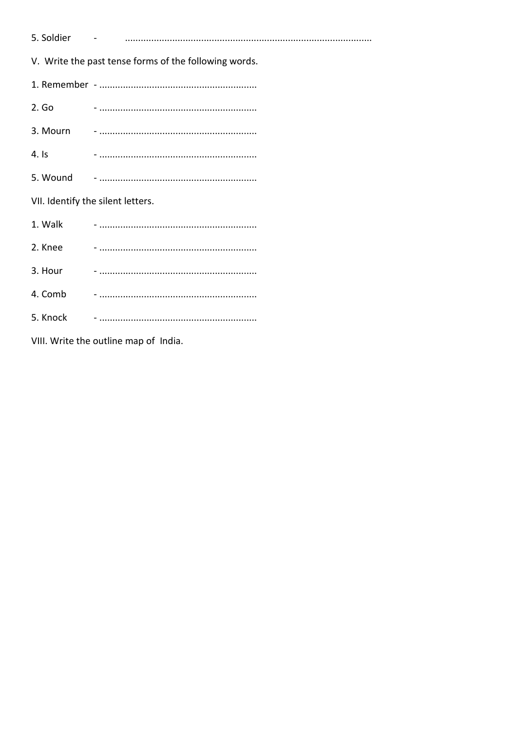5. Soldier - ..............................................................................................

V. Write the past tense forms of the following words.

1. Remember - ............................................................

2. Go - ............................................................

3. Mourn - ............................................................

4. Is - ............................................................

5. Wound - ............................................................

VII. Identify the silent letters.

1. Walk - ............................................................

2. Knee - ............................................................

3. Hour - ............................................................

4. Comb - ............................................................

5. Knock - ............................................................

VIII. Write the outline map of India.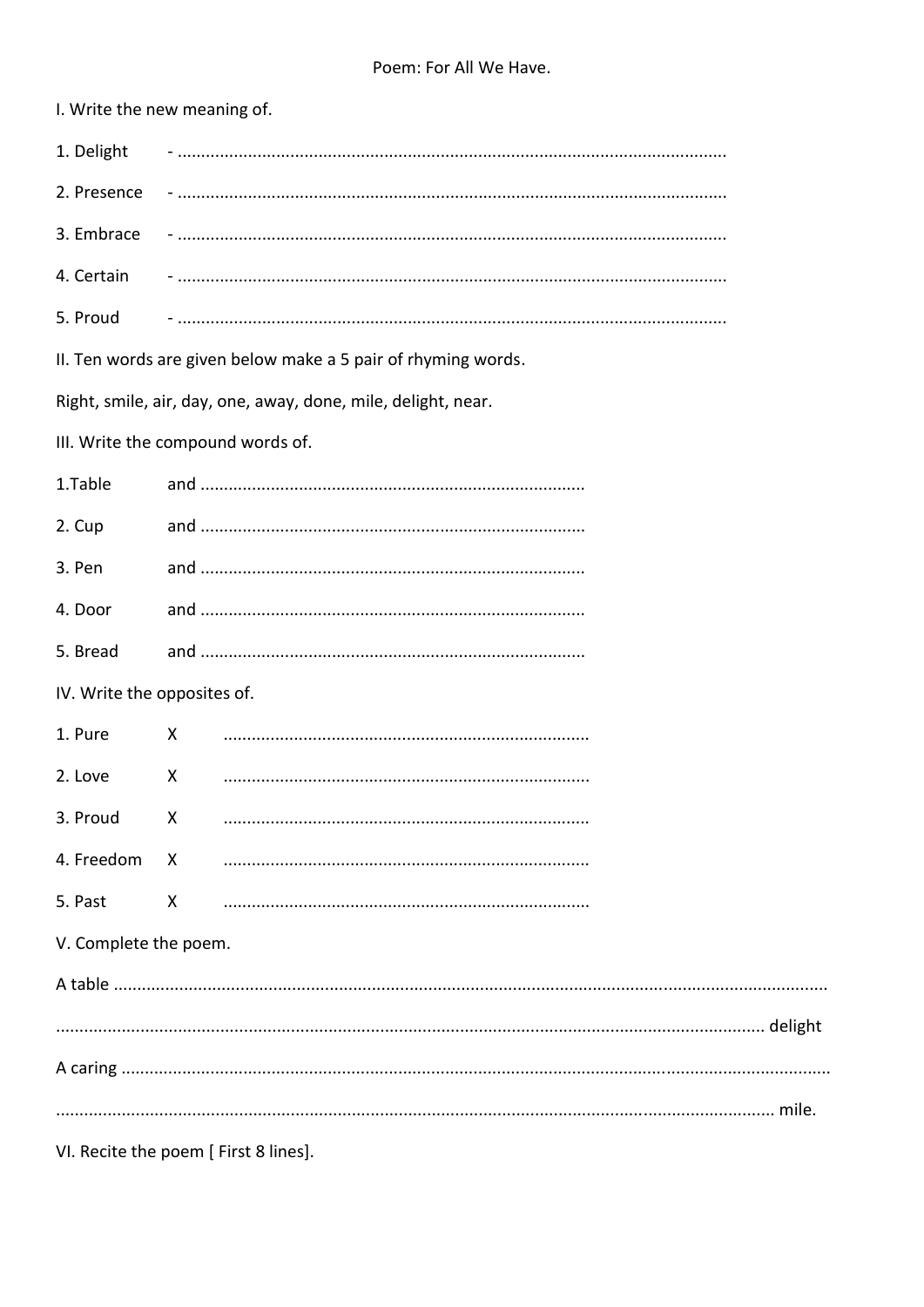Poem: For All We Have.

I. Write the new meaning of.

1. Delight - ....................................................................................................................

2. Presence - ....................................................................................................................

3. Embrace - ....................................................................................................................

4. Certain - ....................................................................................................................

5. Proud - ....................................................................................................................

II. Ten words are given below make a 5 pair of rhyming words.

Right, smile, air, day, one, away, done, mile, delight, near.

III. Write the compound words of.

1.Table and .................................................................................

2. Cup and .................................................................................

3. Pen and .................................................................................

4. Door and .................................................................................

5. Bread and .................................................................................

IV. Write the opposites of.

1. Pure X .............................................................................

2. Love X .............................................................................

3. Proud X .............................................................................

4. Freedom X .............................................................................

5. Past X .............................................................................

V. Complete the poem.

A table .......................................................................................................................................................

.................................................................................................................................................... delight

A caring .....................................................................................................................................................

...................................................................................................................................................... mile.

VI. Recite the poem [ First 8 lines].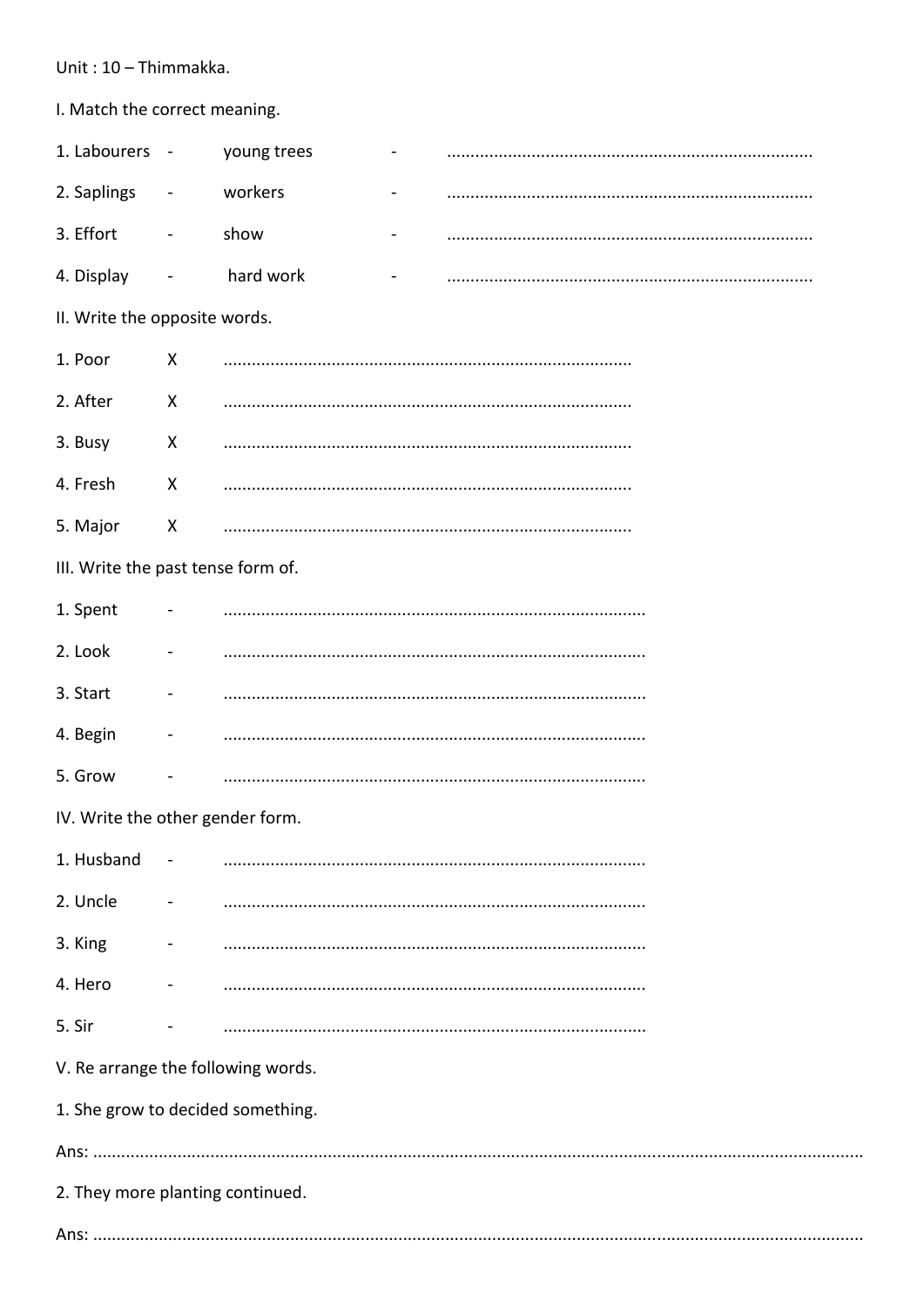Unit : 10 – Thimmakka.

I. Match the correct meaning.

1. Labourers - young trees - .............................................................................

2. Saplings - workers - .............................................................................

3. Effort - show - .............................................................................

4. Display - hard work - .............................................................................

II. Write the opposite words.

1. Poor X .......................................................................................

2. After X .......................................................................................

3. Busy X .......................................................................................

4. Fresh X .......................................................................................

5. Major X .......................................................................................

III. Write the past tense form of.

1. Spent - .........................................................................................

2. Look - .........................................................................................

3. Start - .........................................................................................

4. Begin - .........................................................................................

5. Grow - .........................................................................................

IV. Write the other gender form.

1. Husband - .........................................................................................

2. Uncle - .........................................................................................

3. King - .........................................................................................

4. Hero - .........................................................................................

5. Sir - .........................................................................................

V. Re arrange the following words.

1. She grow to decided something.

Ans: ..................................................................................................................................................

2. They more planting continued.

Ans: ..................................................................................................................................................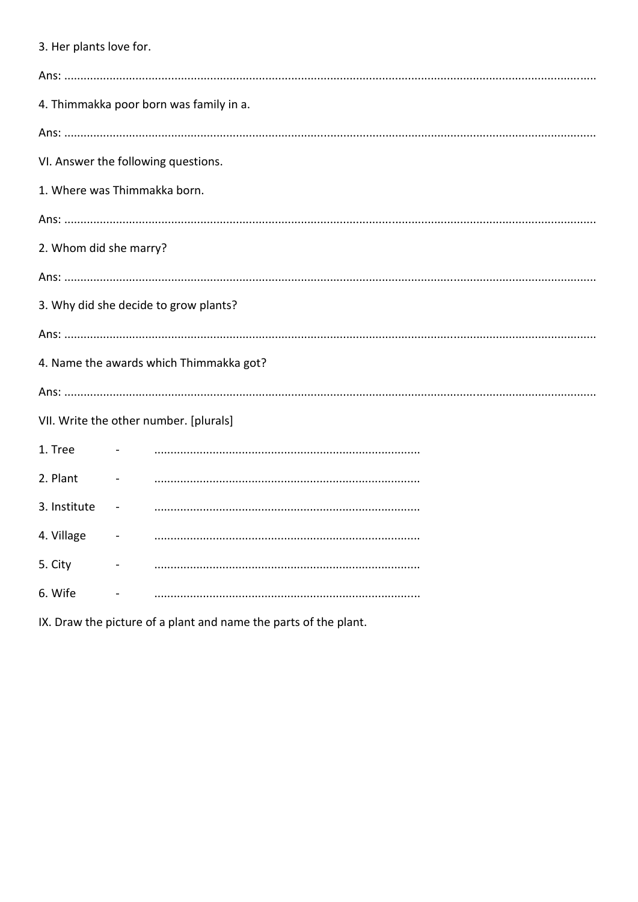3. Her plants love for.

Ans: ..........................................................................................................................................................

4. Thimmakka poor born was family in a.

Ans: ..........................................................................................................................................................

VI. Answer the following questions.

1. Where was Thimmakka born.

Ans: ..........................................................................................................................................................

2. Whom did she marry?

Ans: ..........................................................................................................................................................

3. Why did she decide to grow plants?

Ans: ..........................................................................................................................................................

4. Name the awards which Thimmakka got?

Ans: ..........................................................................................................................................................

VII. Write the other number. [plurals]

1. Tree - .................................................................................

2. Plant - .................................................................................

3. Institute - .................................................................................

4. Village - .................................................................................

5. City - .................................................................................

6. Wife - .................................................................................

IX. Draw the picture of a plant and name the parts of the plant.